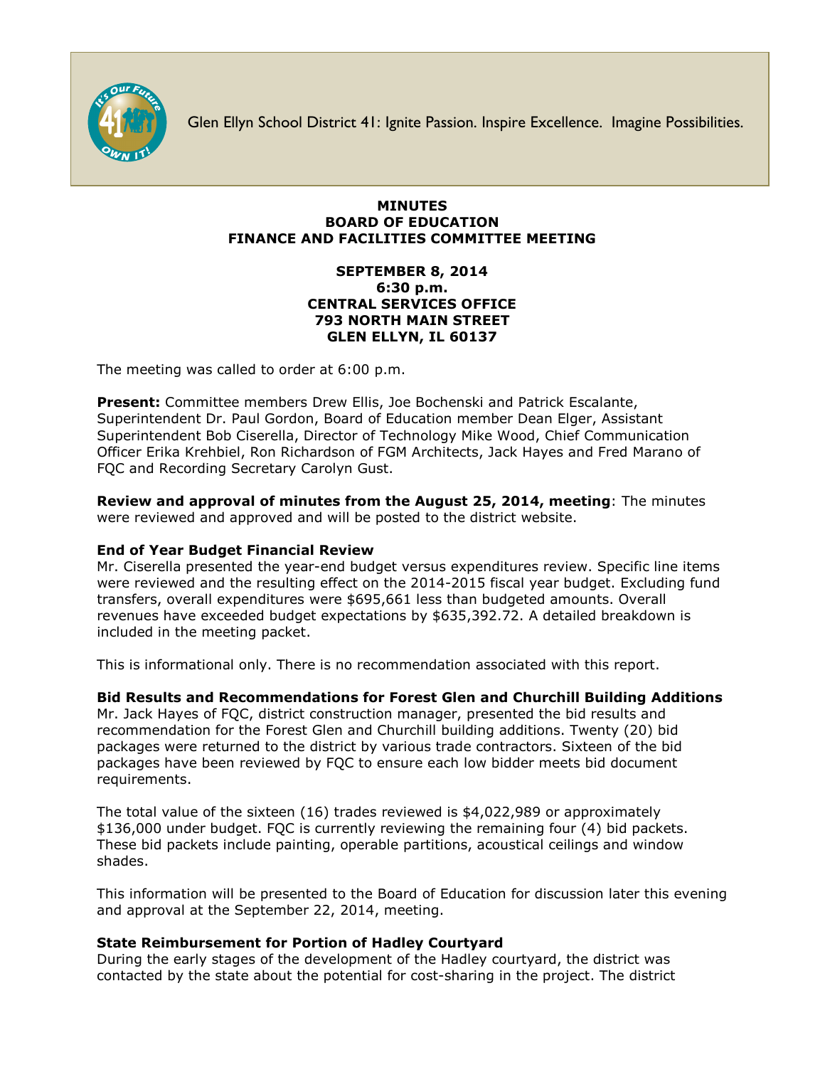Glen Ellyn School District 41: Ignite Passion. Inspire Excellence. Imagine Possibilities.

# MINUTES
# BOARD OF EDUCATION
# FINANCE AND FACILITIES COMMITTEE MEETING

**SEPTEMBER 8, 2014**
**6:30 p.m.**
**CENTRAL SERVICES OFFICE**
**793 NORTH MAIN STREET**
**GLEN ELLYN, IL 60137**

The meeting was called to order at 6:00 p.m.

**Present:** Committee members Drew Ellis, Joe Bochenski and Patrick Escalante, Superintendent Dr. Paul Gordon, Board of Education member Dean Elger, Assistant Superintendent Bob Ciserella, Director of Technology Mike Wood, Chief Communication Officer Erika Krehbiel, Ron Richardson of FGM Architects, Jack Hayes and Fred Marano of FQC and Recording Secretary Carolyn Gust.

**Review and approval of minutes from the August 25, 2014, meeting**: The minutes were reviewed and approved and will be posted to the district website.

**End of Year Budget Financial Review**
Mr. Ciserella presented the year-end budget versus expenditures review. Specific line items were reviewed and the resulting effect on the 2014-2015 fiscal year budget. Excluding fund transfers, overall expenditures were $695,661 less than budgeted amounts. Overall revenues have exceeded budget expectations by $635,392.72. A detailed breakdown is included in the meeting packet.

This is informational only. There is no recommendation associated with this report.

**Bid Results and Recommendations for Forest Glen and Churchill Building Additions**
Mr. Jack Hayes of FQC, district construction manager, presented the bid results and recommendation for the Forest Glen and Churchill building additions. Twenty (20) bid packages were returned to the district by various trade contractors. Sixteen of the bid packages have been reviewed by FQC to ensure each low bidder meets bid document requirements.

The total value of the sixteen (16) trades reviewed is $4,022,989 or approximately $136,000 under budget. FQC is currently reviewing the remaining four (4) bid packets. These bid packets include painting, operable partitions, acoustical ceilings and window shades.

This information will be presented to the Board of Education for discussion later this evening and approval at the September 22, 2014, meeting.

**State Reimbursement for Portion of Hadley Courtyard**
During the early stages of the development of the Hadley courtyard, the district was contacted by the state about the potential for cost-sharing in the project. The district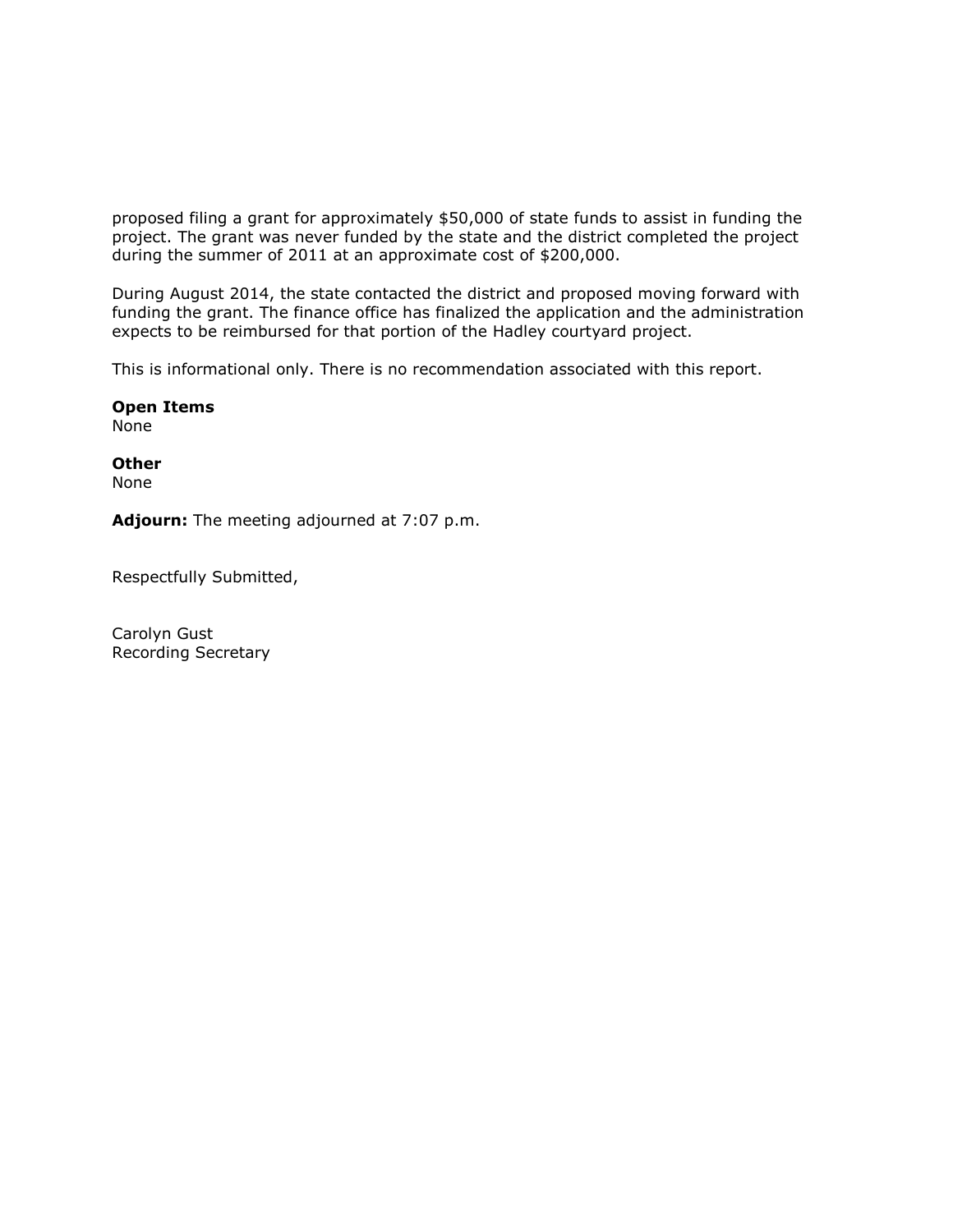proposed filing a grant for approximately $50,000 of state funds to assist in funding the project. The grant was never funded by the state and the district completed the project during the summer of 2011 at an approximate cost of $200,000.

During August 2014, the state contacted the district and proposed moving forward with funding the grant. The finance office has finalized the application and the administration expects to be reimbursed for that portion of the Hadley courtyard project.

This is informational only. There is no recommendation associated with this report.

**Open Items**
None

**Other**
None

**Adjourn:** The meeting adjourned at 7:07 p.m.

Respectfully Submitted,

Carolyn Gust
Recording Secretary